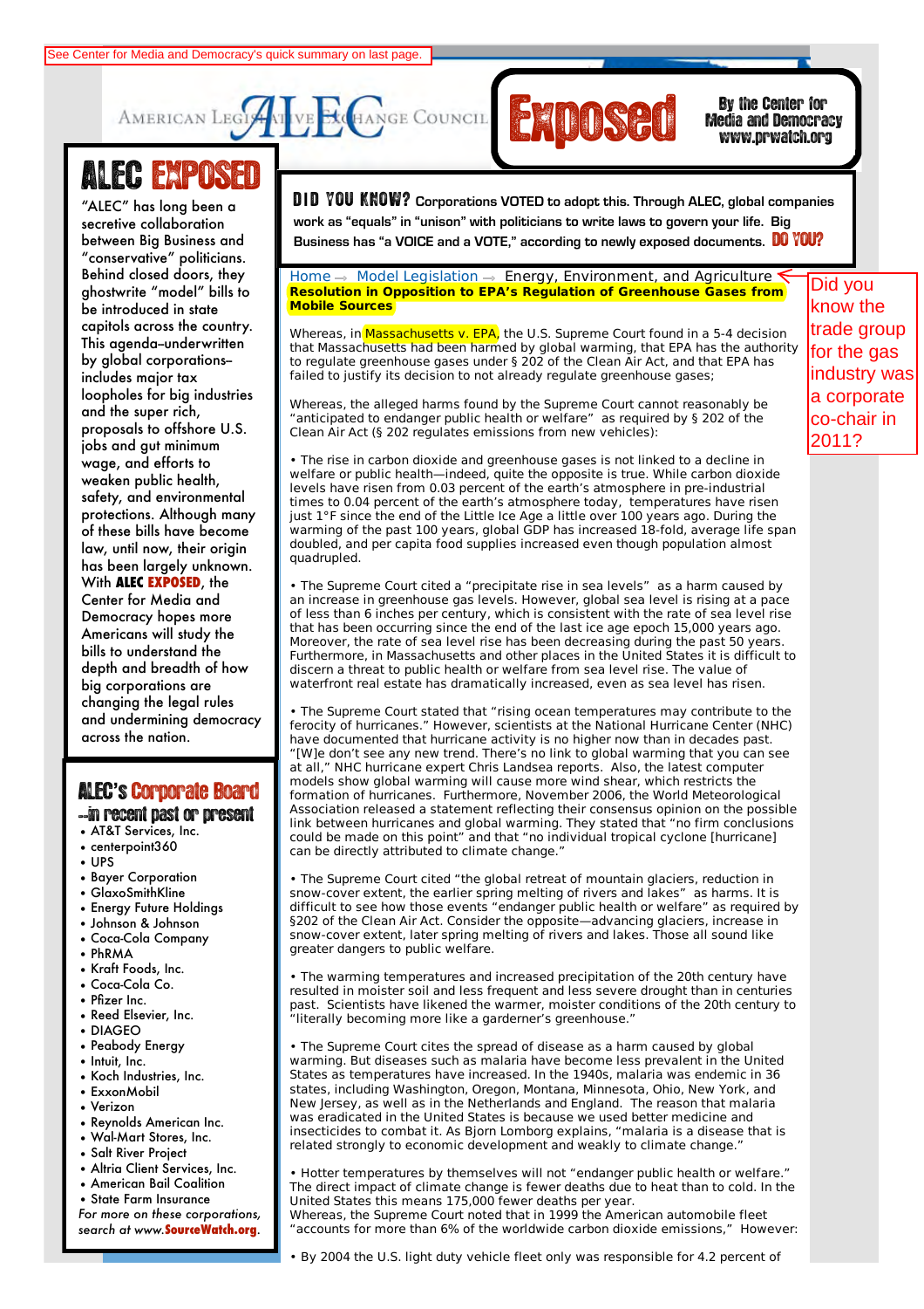See Center for Media and Democracy's quick summary on last page.

AMERICAN LEGISLATIVE EXCHANGE COUNCIL — ALEC Exposed — By the Center for Media and Democracy www.prwatch.org

**DID YOU KNOW?** Corporations VOTED to adopt this. Through ALEC, global companies work as "equals" in "unison" with politicians to write laws to govern your life. Big Business has "a VOICE and a VOTE," according to newly exposed documents. **DO YOU?**

## ALEC EXPOSED

"ALEC" has long been a secretive collaboration between Big Business and "conservative" politicians. Behind closed doors, they ghostwrite "model" bills to be introduced in state capitols across the country. This agenda–underwritten by global corporations–includes major tax loopholes for big industries and the super rich, proposals to offshore U.S. jobs and gut minimum wage, and efforts to weaken public health, safety, and environmental protections. Although many of these bills have become law, until now, their origin has been largely unknown. With **ALEC EXPOSED**, the Center for Media and Democracy hopes more Americans will study the bills to understand the depth and breadth of how big corporations are changing the legal rules and undermining democracy across the nation.

## ALEC's Corporate Board

### --in recent past or present

- AT&T Services, Inc.
- centerpoint360
- UPS
- Bayer Corporation
- GlaxoSmithKline
- Energy Future Holdings
- Johnson & Johnson
- Coca-Cola Company
- PhRMA
- Kraft Foods, Inc.
- Coca-Cola Co.
- Pfizer Inc.
- Reed Elsevier, Inc.
- DIAGEO
- Peabody Energy
- Intuit, Inc.
- Koch Industries, Inc.
- ExxonMobil
- Verizon
- Reynolds American Inc.
- Wal-Mart Stores, Inc.
- Salt River Project
- Altria Client Services, Inc.
- American Bail Coalition
- State Farm Insurance

*For more on these corporations, search at www.SourceWatch.org.*

Home → Model Legislation → Energy, Environment, and Agriculture

Did you know the trade group for the gas industry was a corporate co-chair in 2011?

## Resolution in Opposition to EPA's Regulation of Greenhouse Gases from Mobile Sources

Whereas, in Massachusetts v. EPA, the U.S. Supreme Court found in a 5-4 decision that Massachusetts had been harmed by global warming, that EPA has the authority to regulate greenhouse gases under § 202 of the Clean Air Act, and that EPA has failed to justify its decision to not already regulate greenhouse gases;

Whereas, the alleged harms found by the Supreme Court cannot reasonably be "anticipated to endanger public health or welfare" as required by § 202 of the Clean Air Act (§ 202 regulates emissions from new vehicles):

• The rise in carbon dioxide and greenhouse gases is not linked to a decline in welfare or public health—indeed, quite the opposite is true. While carbon dioxide levels have risen from 0.03 percent of the earth's atmosphere in pre-industrial times to 0.04 percent of the earth's atmosphere today, temperatures have risen just 1°F since the end of the Little Ice Age a little over 100 years ago. During the warming of the past 100 years, global GDP has increased 18-fold, average life span doubled, and per capita food supplies increased even though population almost quadrupled.

• The Supreme Court cited a "precipitate rise in sea levels" as a harm caused by an increase in greenhouse gas levels. However, global sea level is rising at a pace of less than 6 inches per century, which is consistent with the rate of sea level rise that has been occurring since the end of the last ice age epoch 15,000 years ago. Moreover, the rate of sea level rise has been decreasing during the past 50 years. Furthermore, in Massachusetts and other places in the United States it is difficult to discern a threat to public health or welfare from sea level rise. The value of waterfront real estate has dramatically increased, even as sea level has risen.

• The Supreme Court stated that "rising ocean temperatures may contribute to the ferocity of hurricanes." However, scientists at the National Hurricane Center (NHC) have documented that hurricane activity is no higher now than in decades past. "[W]e don't see any new trend. There's no link to global warming that you can see at all," NHC hurricane expert Chris Landsea reports. Also, the latest computer models show global warming will cause more wind shear, which restricts the formation of hurricanes. Furthermore, November 2006, the World Meteorological Association released a statement reflecting their consensus opinion on the possible link between hurricanes and global warming. They stated that "no firm conclusions could be made on this point" and that "no individual tropical cyclone [hurricane] can be directly attributed to climate change."

• The Supreme Court cited "the global retreat of mountain glaciers, reduction in snow-cover extent, the earlier spring melting of rivers and lakes" as harms. It is difficult to see how those events "endanger public health or welfare" as required by §202 of the Clean Air Act. Consider the opposite—advancing glaciers, increase in snow-cover extent, later spring melting of rivers and lakes. Those all sound like greater dangers to public welfare.

• The warming temperatures and increased precipitation of the 20th century have resulted in moister soil and less frequent and less severe drought than in centuries past. Scientists have likened the warmer, moister conditions of the 20th century to "literally becoming more like a garderner's greenhouse."

• The Supreme Court cites the spread of disease as a harm caused by global warming. But diseases such as malaria have become less prevalent in the United States as temperatures have increased. In the 1940s, malaria was endemic in 36 states, including Washington, Oregon, Montana, Minnesota, Ohio, New York, and New Jersey, as well as in the Netherlands and England. The reason that malaria was eradicated in the United States is because we used better medicine and insecticides to combat it. As Bjorn Lomborg explains, "malaria is a disease that is related strongly to economic development and weakly to climate change."

• Hotter temperatures by themselves will not "endanger public health or welfare." The direct impact of climate change is fewer deaths due to heat than to cold. In the United States this means 175,000 fewer deaths per year.

Whereas, the Supreme Court noted that in 1999 the American automobile fleet "accounts for more than 6% of the worldwide carbon dioxide emissions," However:

• By 2004 the U.S. light duty vehicle fleet only was responsible for 4.2 percent of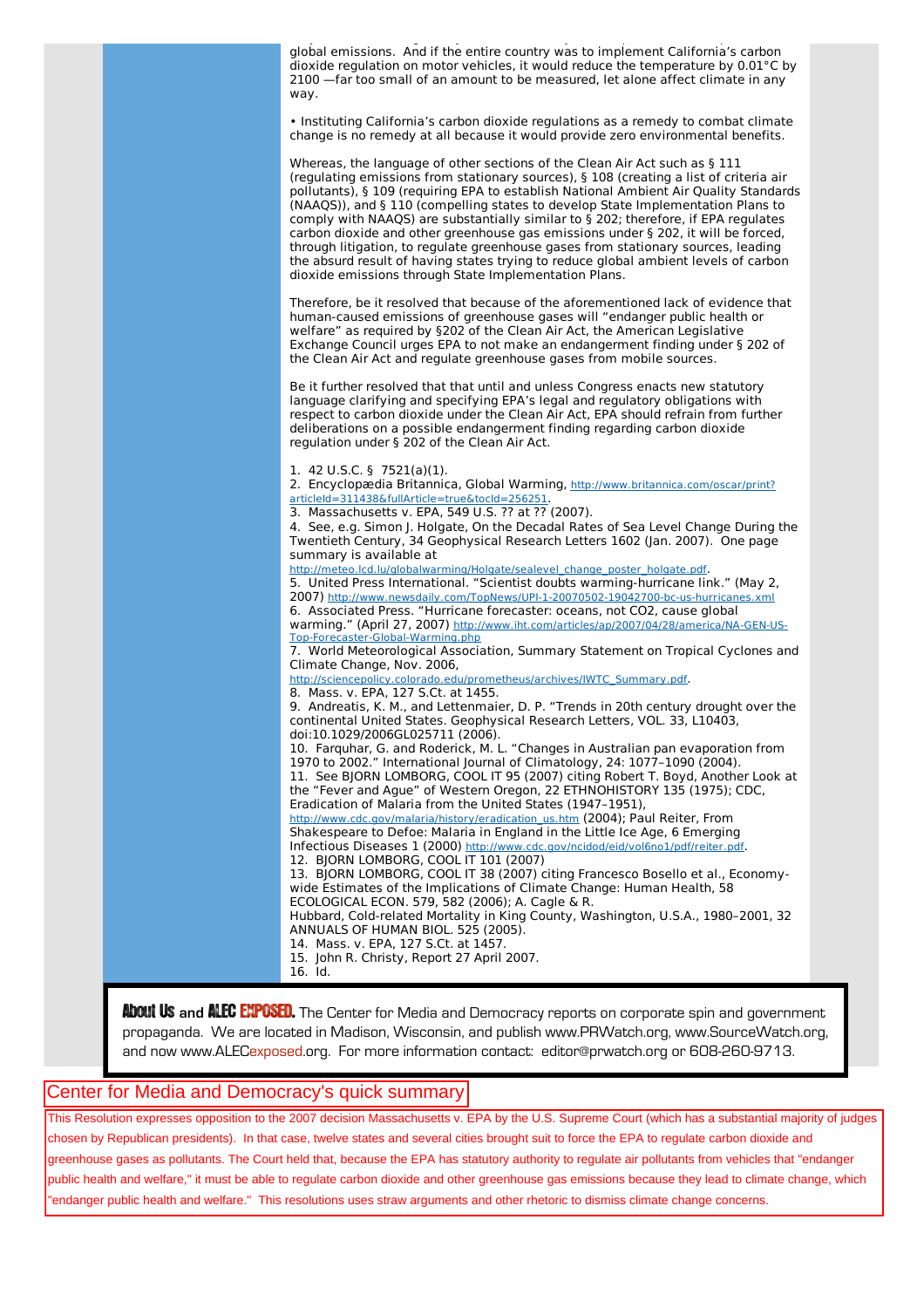global emissions. And if the entire country was to implement California's carbon dioxide regulation on motor vehicles, it would reduce the temperature by 0.01°C by 2100 —far too small of an amount to be measured, let alone affect climate in any way.

• Instituting California's carbon dioxide regulations as a remedy to combat climate change is no remedy at all because it would provide zero environmental benefits.

Whereas, the language of other sections of the Clean Air Act such as § 111 (regulating emissions from stationary sources), § 108 (creating a list of criteria air pollutants), § 109 (requiring EPA to establish National Ambient Air Quality Standards (NAAQS)), and § 110 (compelling states to develop State Implementation Plans to comply with NAAQS) are substantially similar to § 202; therefore, if EPA regulates carbon dioxide and other greenhouse gas emissions under § 202, it will be forced, through litigation, to regulate greenhouse gases from stationary sources, leading the absurd result of having states trying to reduce global ambient levels of carbon dioxide emissions through State Implementation Plans.

Therefore, be it resolved that because of the aforementioned lack of evidence that human-caused emissions of greenhouse gases will "endanger public health or welfare" as required by §202 of the Clean Air Act, the American Legislative Exchange Council urges EPA to not make an endangerment finding under § 202 of the Clean Air Act and regulate greenhouse gases from mobile sources.

Be it further resolved that that until and unless Congress enacts new statutory language clarifying and specifying EPA's legal and regulatory obligations with respect to carbon dioxide under the Clean Air Act, EPA should refrain from further deliberations on a possible endangerment finding regarding carbon dioxide regulation under § 202 of the Clean Air Act.

1. 42 U.S.C. § 7521(a)(1).
2. Encyclopædia Britannica, Global Warming, http://www.britannica.com/oscar/print?articleId=311438&fullArticle=true&tocId=256251.
3. Massachusetts v. EPA, 549 U.S. ?? at ?? (2007).
4. See, e.g. Simon J. Holgate, On the Decadal Rates of Sea Level Change During the Twentieth Century, 34 Geophysical Research Letters 1602 (Jan. 2007). One page summary is available at http://meteo.lcd.lu/globalwarming/Holgate/sealevel_change_poster_holgate.pdf.
5. United Press International. "Scientist doubts warming-hurricane link." (May 2, 2007) http://www.newsdaily.com/TopNews/UPI-1-20070502-19042700-bc-us-hurricanes.xml
6. Associated Press. "Hurricane forecaster: oceans, not CO2, cause global warming." (April 27, 2007) http://www.iht.com/articles/ap/2007/04/28/america/NA-GEN-US-Top-Forecaster-Global-Warming.php
7. World Meteorological Association, Summary Statement on Tropical Cyclones and Climate Change, Nov. 2006, http://sciencepolicy.colorado.edu/prometheus/archives/IWTC_Summary.pdf.
8. Mass. v. EPA, 127 S.Ct. at 1455.
9. Andreatis, K. M., and Lettenmaier, D. P. "Trends in 20th century drought over the continental United States. Geophysical Research Letters, VOL. 33, L10403, doi:10.1029/2006GL025711 (2006).
10. Farquhar, G. and Roderick, M. L. "Changes in Australian pan evaporation from 1970 to 2002." International Journal of Climatology, 24: 1077–1090 (2004).
11. See BJORN LOMBORG, COOL IT 95 (2007) citing Robert T. Boyd, Another Look at the "Fever and Ague" of Western Oregon, 22 ETHNOHISTORY 135 (1975); CDC, Eradication of Malaria from the United States (1947–1951), http://www.cdc.gov/malaria/history/eradication_us.htm (2004); Paul Reiter, From Shakespeare to Defoe: Malaria in England in the Little Ice Age, 6 Emerging Infectious Diseases 1 (2000) http://www.cdc.gov/ncidod/eid/vol6no1/pdf/reiter.pdf.
12. BJORN LOMBORG, COOL IT 101 (2007)
13. BJORN LOMBORG, COOL IT 38 (2007) citing Francesco Bosello et al., Economy-wide Estimates of the Implications of Climate Change: Human Health, 58 ECOLOGICAL ECON. 579, 582 (2006); A. Cagle & R. Hubbard, Cold-related Mortality in King County, Washington, U.S.A., 1980–2001, 32 ANNUALS OF HUMAN BIOL. 525 (2005).
14. Mass. v. EPA, 127 S.Ct. at 1457.
15. John R. Christy, Report 27 April 2007.
16. Id.

**About Us and ALEC EXPOSED.** The Center for Media and Democracy reports on corporate spin and government propaganda. We are located in Madison, Wisconsin, and publish www.PRWatch.org, www.SourceWatch.org, and now www.ALECexposed.org. For more information contact: editor@prwatch.org or 608-260-9713.

## Center for Media and Democracy's quick summary

This Resolution expresses opposition to the 2007 decision Massachusetts v. EPA by the U.S. Supreme Court (which has a substantial majority of judges chosen by Republican presidents). In that case, twelve states and several cities brought suit to force the EPA to regulate carbon dioxide and greenhouse gases as pollutants. The Court held that, because the EPA has statutory authority to regulate air pollutants from vehicles that "endanger public health and welfare," it must be able to regulate carbon dioxide and other greenhouse gas emissions because they lead to climate change, which "endanger public health and welfare." This resolutions uses straw arguments and other rhetoric to dismiss climate change concerns.